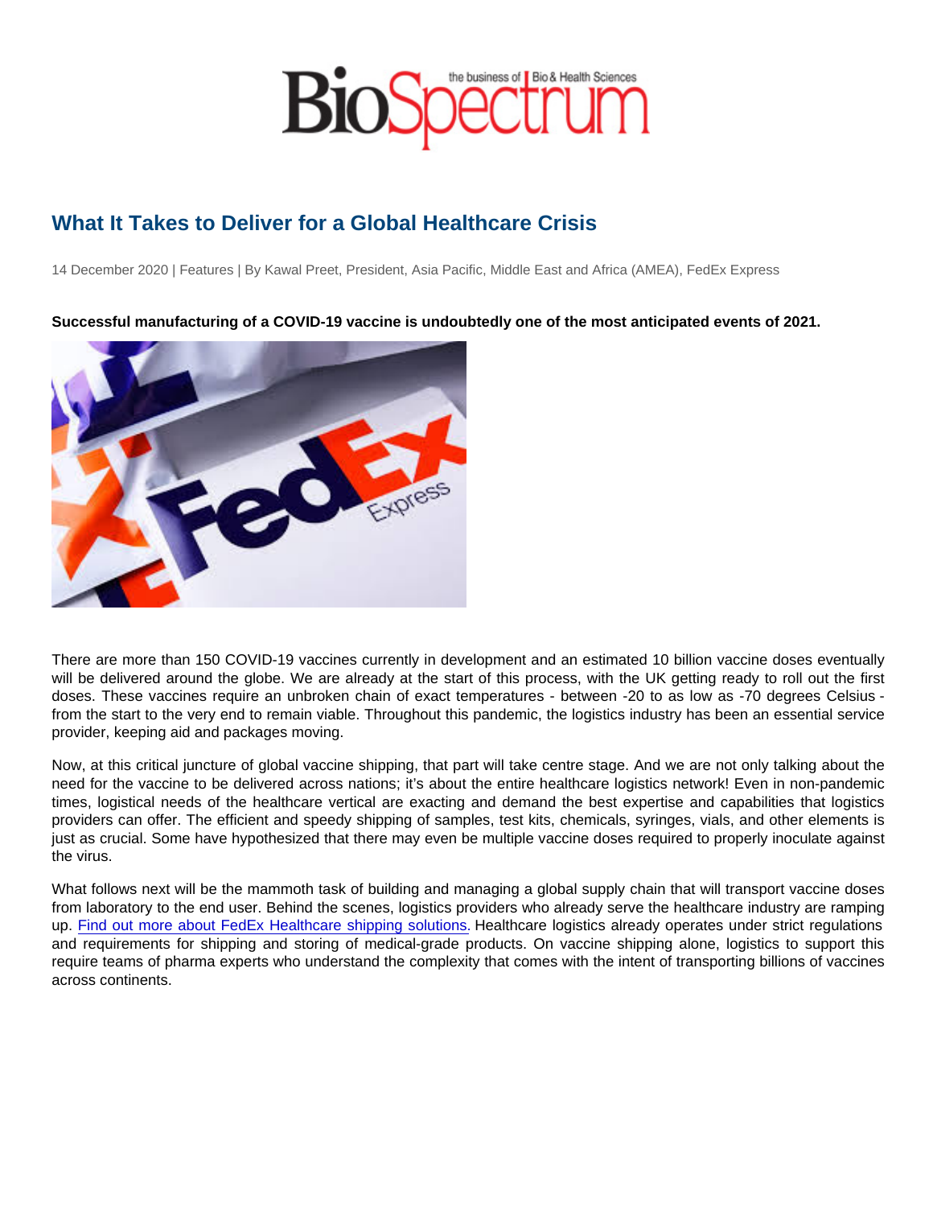# What It Takes to Deliver for a Global Healthcare Crisis

14 December 2020 | Features | By Kawal Preet, President, Asia Pacific, Middle East and Africa (AMEA), FedEx Express

**Successful manufacturing of a COVID-19 vaccine is undoubtedly one of the most anticipated events of 2021.**

There are more than 150 COVID-19 vaccines currently in development and an estimated 10 billion vaccine doses eventually will be delivered around the globe. We are already at the start of this process, with the UK getting ready to roll out the first doses. These vaccines require an unbroken chain of exact temperatures - between -20 to as low as -70 degrees Celsius - from the start to the very end to remain viable. Throughout this pandemic, the logistics industry has been an essential service provider, keeping aid and packages moving.

Now, at this critical juncture of global vaccine shipping, that part will take centre stage. And we are not only talking about the need for the vaccine to be delivered across nations; it's about the entire healthcare logistics network! Even in non-pandemic times, logistical needs of the healthcare vertical are exacting and demand the best expertise and capabilities that logistics providers can offer. The efficient and speedy shipping of samples, test kits, chemicals, syringes, vials, and other elements is just as crucial. Some have hypothesized that there may even be multiple vaccine doses required to properly inoculate against the virus.

What follows next will be the mammoth task of building and managing a global supply chain that will transport vaccine doses from laboratory to the end user. Behind the scenes, logistics providers who already serve the healthcare industry are ramping up. Find out more about FedEx Healthcare shipping solutions. Healthcare logistics already operates under strict regulations and requirements for shipping and storing of medical-grade products. On vaccine shipping alone, logistics to support this require teams of pharma experts who understand the complexity that comes with the intent of transporting billions of vaccines across continents.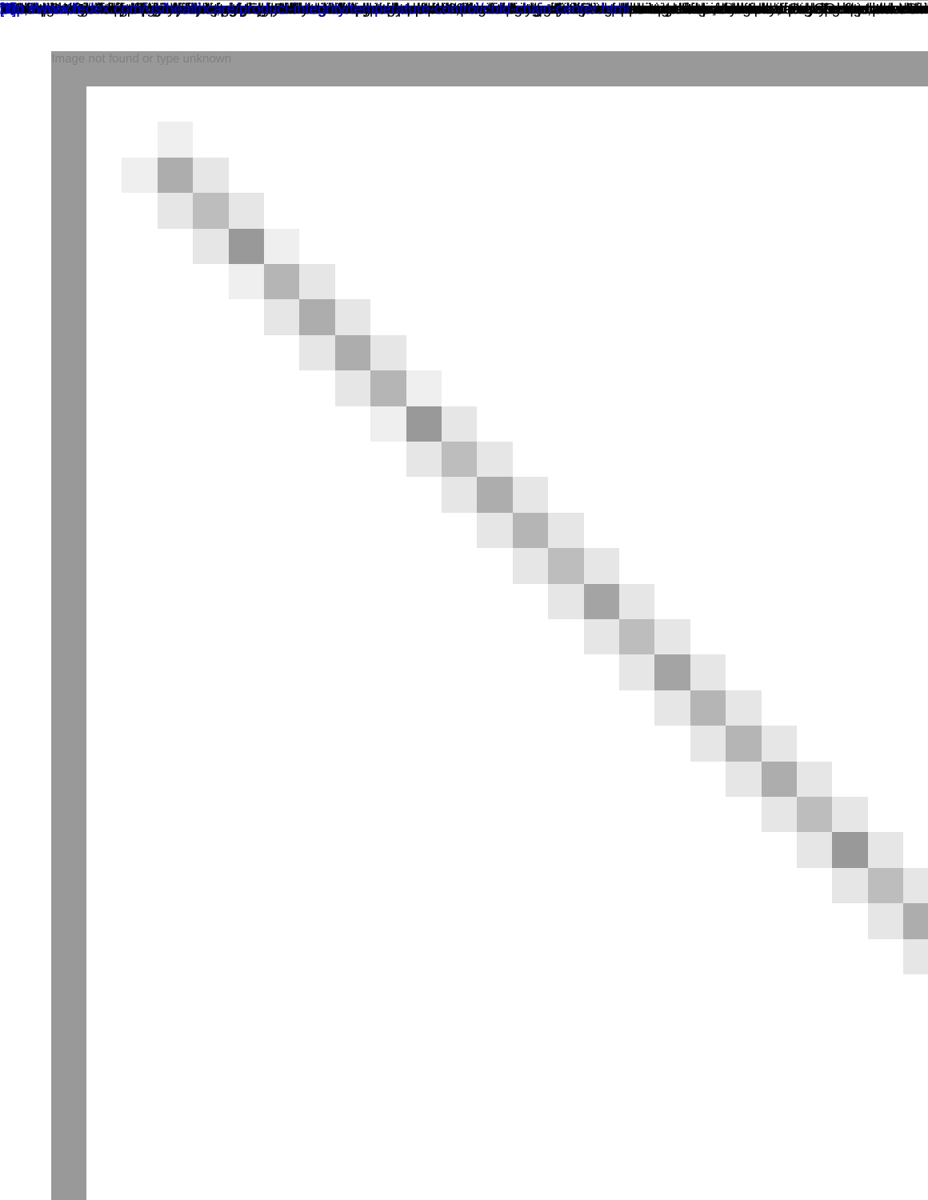Image not found or type unknown